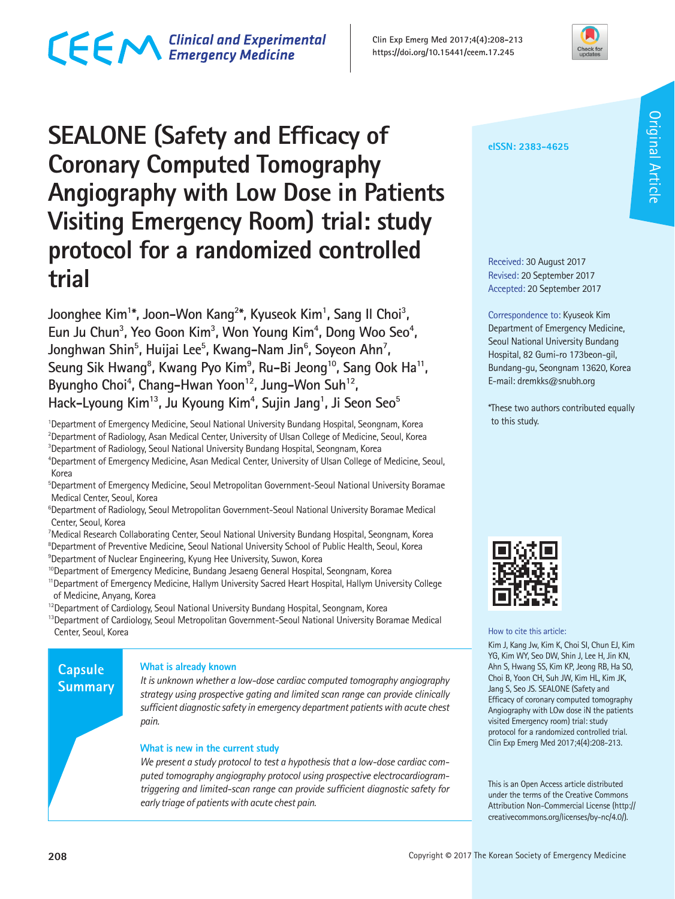# SEALONE (Safety and Efficacy of Coronary Computed Tomography Angiography with Low Dose in Patients Visiting Emergency Room) trial: study protocol for a randomized controlled trial

Joonghee Kim[1*], Joon-Won Kang[2*], Kyuseok Kim[1], Sang Il Choi[3], Eun Ju Chun[3], Yeo Goon Kim[3], Won Young Kim[4], Dong Woo Seo[4], Jonghwan Shin[5], Huijai Lee[5], Kwang-Nam Jin[6], Soyeon Ahn[7], Seung Sik Hwang[8], Kwang Pyo Kim[9], Ru-Bi Jeong[10], Sang Ook Ha[11], Byungho Choi[4], Chang-Hwan Yoon[12], Jung-Won Suh[12], Hack-Lyoung Kim[13], Ju Kyoung Kim[4], Sujin Jang[1], Ji Seon Seo[5]

[1]Department of Emergency Medicine, Seoul National University Bundang Hospital, Seongnam, Korea
[2]Department of Radiology, Asan Medical Center, University of Ulsan College of Medicine, Seoul, Korea
[3]Department of Radiology, Seoul National University Bundang Hospital, Seongnam, Korea
[4]Department of Emergency Medicine, Asan Medical Center, University of Ulsan College of Medicine, Seoul, Korea
[5]Department of Emergency Medicine, Seoul Metropolitan Government-Seoul National University Boramae Medical Center, Seoul, Korea
[6]Department of Radiology, Seoul Metropolitan Government-Seoul National University Boramae Medical Center, Seoul, Korea
[7]Medical Research Collaborating Center, Seoul National University Bundang Hospital, Seongnam, Korea
[8]Department of Preventive Medicine, Seoul National University School of Public Health, Seoul, Korea
[9]Department of Nuclear Engineering, Kyung Hee University, Suwon, Korea
[10]Department of Emergency Medicine, Bundang Jesaeng General Hospital, Seongnam, Korea
[11]Department of Emergency Medicine, Hallym University Sacred Heart Hospital, Hallym University College of Medicine, Anyang, Korea
[12]Department of Cardiology, Seoul National University Bundang Hospital, Seongnam, Korea
[13]Department of Cardiology, Seoul Metropolitan Government-Seoul National University Boramae Medical Center, Seoul, Korea

eISSN: 2383-4625

Original Article

Received: 30 August 2017
Revised: 20 September 2017
Accepted: 20 September 2017

Correspondence to: Kyuseok Kim
Department of Emergency Medicine, Seoul National University Bundang Hospital, 82 Gumi-ro 173beon-gil, Bundang-gu, Seongnam 13620, Korea
E-mail: dremkks@snubh.org

*These two authors contributed equally to this study.

## Capsule Summary

### What is already known

*It is unknown whether a low-dose cardiac computed tomography angiography strategy using prospective gating and limited scan range can provide clinically sufficient diagnostic safety in emergency department patients with acute chest pain.*

### What is new in the current study

*We present a study protocol to test a hypothesis that a low-dose cardiac computed tomography angiography protocol using prospective electrocardiogram-triggering and limited-scan range can provide sufficient diagnostic safety for early triage of patients with acute chest pain.*

How to cite this article:
Kim J, Kang Jw, Kim K, Choi SI, Chun EJ, Kim YG, Kim WY, Seo DW, Shin J, Lee H, Jin KN, Ahn S, Hwang SS, Kim KP, Jeong RB, Ha SO, Choi B, Yoon CH, Suh JW, Kim HL, Kim JK, Jang S, Seo JS. SEALONE (Safety and Efficacy of coronary computed tomography Angiography with LOw dose iN the patients visited Emergency room) trial: study protocol for a randomized controlled trial. Clin Exp Emerg Med 2017;4(4):208-213.

This is an Open Access article distributed under the terms of the Creative Commons Attribution Non-Commercial License (http://creativecommons.org/licenses/by-nc/4.0/).

Copyright © 2017 The Korean Society of Emergency Medicine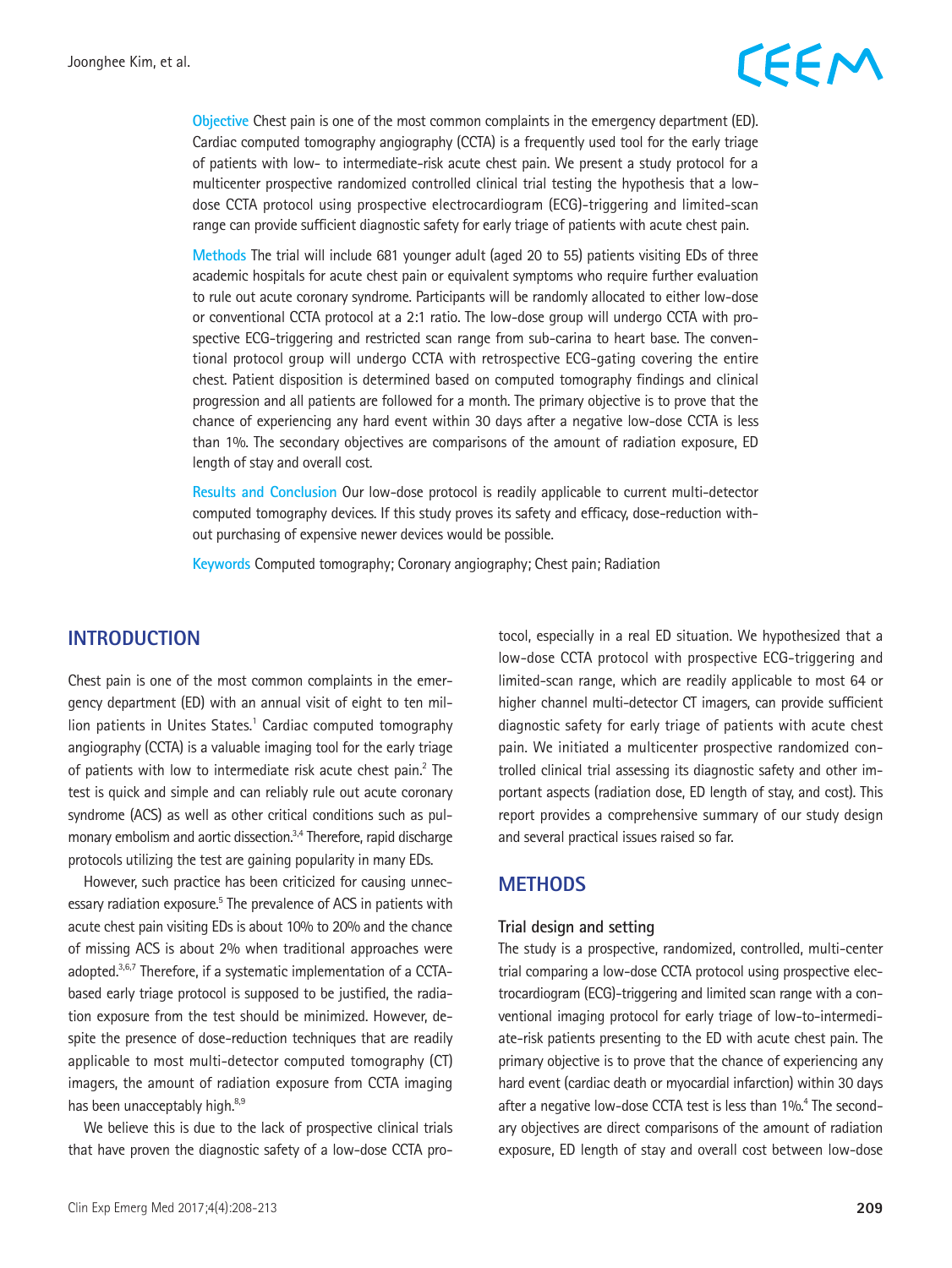**Objective** Chest pain is one of the most common complaints in the emergency department (ED). Cardiac computed tomography angiography (CCTA) is a frequently used tool for the early triage of patients with low- to intermediate-risk acute chest pain. We present a study protocol for a multicenter prospective randomized controlled clinical trial testing the hypothesis that a low-dose CCTA protocol using prospective electrocardiogram (ECG)-triggering and limited-scan range can provide sufficient diagnostic safety for early triage of patients with acute chest pain.

**Methods** The trial will include 681 younger adult (aged 20 to 55) patients visiting EDs of three academic hospitals for acute chest pain or equivalent symptoms who require further evaluation to rule out acute coronary syndrome. Participants will be randomly allocated to either low-dose or conventional CCTA protocol at a 2:1 ratio. The low-dose group will undergo CCTA with prospective ECG-triggering and restricted scan range from sub-carina to heart base. The conventional protocol group will undergo CCTA with retrospective ECG-gating covering the entire chest. Patient disposition is determined based on computed tomography findings and clinical progression and all patients are followed for a month. The primary objective is to prove that the chance of experiencing any hard event within 30 days after a negative low-dose CCTA is less than 1%. The secondary objectives are comparisons of the amount of radiation exposure, ED length of stay and overall cost.

**Results and Conclusion** Our low-dose protocol is readily applicable to current multi-detector computed tomography devices. If this study proves its safety and efficacy, dose-reduction without purchasing of expensive newer devices would be possible.

**Keywords** Computed tomography; Coronary angiography; Chest pain; Radiation

## INTRODUCTION

Chest pain is one of the most common complaints in the emergency department (ED) with an annual visit of eight to ten million patients in Unites States.[1] Cardiac computed tomography angiography (CCTA) is a valuable imaging tool for the early triage of patients with low to intermediate risk acute chest pain.[2] The test is quick and simple and can reliably rule out acute coronary syndrome (ACS) as well as other critical conditions such as pulmonary embolism and aortic dissection.[3,4] Therefore, rapid discharge protocols utilizing the test are gaining popularity in many EDs.

However, such practice has been criticized for causing unnecessary radiation exposure.[5] The prevalence of ACS in patients with acute chest pain visiting EDs is about 10% to 20% and the chance of missing ACS is about 2% when traditional approaches were adopted.[3,6,7] Therefore, if a systematic implementation of a CCTA-based early triage protocol is supposed to be justified, the radiation exposure from the test should be minimized. However, despite the presence of dose-reduction techniques that are readily applicable to most multi-detector computed tomography (CT) imagers, the amount of radiation exposure from CCTA imaging has been unacceptably high.[8,9]

We believe this is due to the lack of prospective clinical trials that have proven the diagnostic safety of a low-dose CCTA protocol, especially in a real ED situation. We hypothesized that a low-dose CCTA protocol with prospective ECG-triggering and limited-scan range, which are readily applicable to most 64 or higher channel multi-detector CT imagers, can provide sufficient diagnostic safety for early triage of patients with acute chest pain. We initiated a multicenter prospective randomized controlled clinical trial assessing its diagnostic safety and other important aspects (radiation dose, ED length of stay, and cost). This report provides a comprehensive summary of our study design and several practical issues raised so far.

## METHODS

### Trial design and setting

The study is a prospective, randomized, controlled, multi-center trial comparing a low-dose CCTA protocol using prospective electrocardiogram (ECG)-triggering and limited scan range with a conventional imaging protocol for early triage of low-to-intermediate-risk patients presenting to the ED with acute chest pain. The primary objective is to prove that the chance of experiencing any hard event (cardiac death or myocardial infarction) within 30 days after a negative low-dose CCTA test is less than 1%.[4] The secondary objectives are direct comparisons of the amount of radiation exposure, ED length of stay and overall cost between low-dose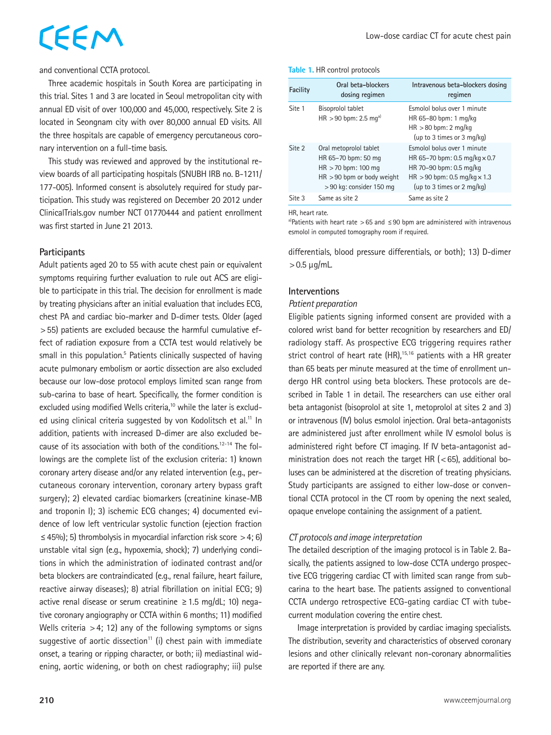and conventional CCTA protocol.

Three academic hospitals in South Korea are participating in this trial. Sites 1 and 3 are located in Seoul metropolitan city with annual ED visit of over 100,000 and 45,000, respectively. Site 2 is located in Seongnam city with over 80,000 annual ED visits. All the three hospitals are capable of emergency percutaneous coronary intervention on a full-time basis.

This study was reviewed and approved by the institutional review boards of all participating hospitals (SNUBH IRB no. B-1211/177-005). Informed consent is absolutely required for study participation. This study was registered on December 20 2012 under ClinicalTrials.gov number NCT 01770444 and patient enrollment was first started in June 21 2013.

## Participants

Adult patients aged 20 to 55 with acute chest pain or equivalent symptoms requiring further evaluation to rule out ACS are eligible to participate in this trial. The decision for enrollment is made by treating physicians after an initial evaluation that includes ECG, chest PA and cardiac bio-marker and D-dimer tests. Older (aged >55) patients are excluded because the harmful cumulative effect of radiation exposure from a CCTA test would relatively be small in this population.[5] Patients clinically suspected of having acute pulmonary embolism or aortic dissection are also excluded because our low-dose protocol employs limited scan range from sub-carina to base of heart. Specifically, the former condition is excluded using modified Wells criteria,[10] while the later is excluded using clinical criteria suggested by von Kodolitsch et al.[11] In addition, patients with increased D-dimer are also excluded because of its association with both of the conditions.[12-14] The followings are the complete list of the exclusion criteria: 1) known coronary artery disease and/or any related intervention (e.g., percutaneous coronary intervention, coronary artery bypass graft surgery); 2) elevated cardiac biomarkers (creatinine kinase-MB and troponin I); 3) ischemic ECG changes; 4) documented evidence of low left ventricular systolic function (ejection fraction ≤45%); 5) thrombolysis in myocardial infarction risk score >4; 6) unstable vital sign (e.g., hypoxemia, shock); 7) underlying conditions in which the administration of iodinated contrast and/or beta blockers are contraindicated (e.g., renal failure, heart failure, reactive airway diseases); 8) atrial fibrillation on initial ECG; 9) active renal disease or serum creatinine ≥1.5 mg/dL; 10) negative coronary angiography or CCTA within 6 months; 11) modified Wells criteria >4; 12) any of the following symptoms or signs suggestive of aortic dissection[11] (i) chest pain with immediate onset, a tearing or ripping character, or both; ii) mediastinal widening, aortic widening, or both on chest radiography; iii) pulse differentials, blood pressure differentials, or both); 13) D-dimer >0.5 μg/mL.

**Table 1.** HR control protocols

| Facility | Oral beta-blockers dosing regimen | Intravenous beta-blockers dosing regimen |
|---|---|---|
| Site 1 | Bisoprolol tablet<br>HR >90 bpm: 2.5 mg[a] | Esmolol bolus over 1 minute<br>HR 65–80 bpm: 1 mg/kg<br>HR >80 bpm: 2 mg/kg<br>(up to 3 times or 3 mg/kg) |
| Site 2 | Oral metoprolol tablet<br>HR 65–70 bpm: 50 mg<br>HR >70 bpm: 100 mg<br>HR >90 bpm or body weight >90 kg: consider 150 mg | Esmolol bolus over 1 minute<br>HR 65–70 bpm: 0.5 mg/kg×0.7<br>HR 70–90 bpm: 0.5 mg/kg<br>HR >90 bpm: 0.5 mg/kg×1.3<br>(up to 3 times or 2 mg/kg) |
| Site 3 | Same as site 2 | Same as site 2 |

HR, heart rate.
[a]Patients with heart rate >65 and ≤90 bpm are administered with intravenous esmolol in computed tomography room if required.

## Interventions

### *Patient preparation*

Eligible patients signing informed consent are provided with a colored wrist band for better recognition by researchers and ED/radiology staff. As prospective ECG triggering requires rather strict control of heart rate (HR),[15,16] patients with a HR greater than 65 beats per minute measured at the time of enrollment undergo HR control using beta blockers. These protocols are described in Table 1 in detail. The researchers can use either oral beta antagonist (bisoprolol at site 1, metoprolol at sites 2 and 3) or intravenous (IV) bolus esmolol injection. Oral beta-antagonists are administered just after enrollment while IV esmolol bolus is administered right before CT imaging. If IV beta-antagonist administration does not reach the target HR (<65), additional boluses can be administered at the discretion of treating physicians. Study participants are assigned to either low-dose or conventional CCTA protocol in the CT room by opening the next sealed, opaque envelope containing the assignment of a patient.

### *CT protocols and image interpretation*

The detailed description of the imaging protocol is in Table 2. Basically, the patients assigned to low-dose CCTA undergo prospective ECG triggering cardiac CT with limited scan range from sub-carina to the heart base. The patients assigned to conventional CCTA undergo retrospective ECG-gating cardiac CT with tube-current modulation covering the entire chest.

Image interpretation is provided by cardiac imaging specialists. The distribution, severity and characteristics of observed coronary lesions and other clinically relevant non-coronary abnormalities are reported if there are any.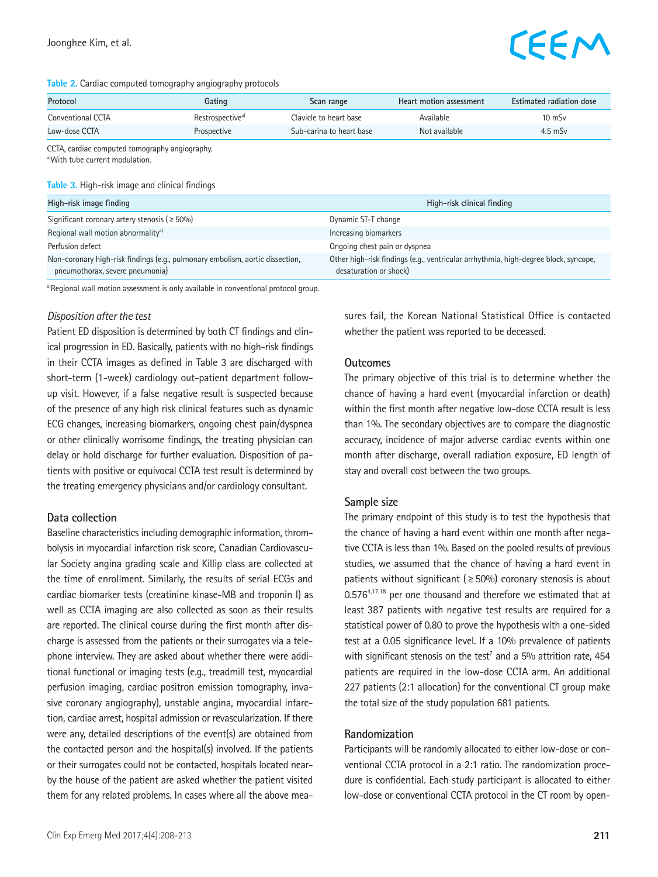**Table 2.** Cardiac computed tomography angiography protocols

| Protocol | Gating | Scan range | Heart motion assessment | Estimated radiation dose |
|---|---|---|---|---|
| Conventional CCTA | Restrospective[a] | Clavicle to heart base | Available | 10 mSv |
| Low-dose CCTA | Prospective | Sub-carina to heart base | Not available | 4.5 mSv |

CCTA, cardiac computed tomography angiography.
[a]With tube current modulation.

**Table 3.** High-risk image and clinical findings

| High-risk image finding | High-risk clinical finding |
|---|---|
| Significant coronary artery stenosis (≥50%) | Dynamic ST-T change |
| Regional wall motion abnormality[a] | Increasing biomarkers |
| Perfusion defect | Ongoing chest pain or dyspnea |
| Non-coronary high-risk findings (e.g., pulmonary embolism, aortic dissection, pneumothorax, severe pneumonia) | Other high-risk findings (e.g., ventricular arrhythmia, high-degree block, syncope, desaturation or shock) |

[a]Regional wall motion assessment is only available in conventional protocol group.

### *Disposition after the test*

Patient ED disposition is determined by both CT findings and clinical progression in ED. Basically, patients with no high-risk findings in their CCTA images as defined in Table 3 are discharged with short-term (1-week) cardiology out-patient department follow-up visit. However, if a false negative result is suspected because of the presence of any high risk clinical features such as dynamic ECG changes, increasing biomarkers, ongoing chest pain/dyspnea or other clinically worrisome findings, the treating physician can delay or hold discharge for further evaluation. Disposition of patients with positive or equivocal CCTA test result is determined by the treating emergency physicians and/or cardiology consultant.

### Data collection

Baseline characteristics including demographic information, thrombolysis in myocardial infarction risk score, Canadian Cardiovascular Society angina grading scale and Killip class are collected at the time of enrollment. Similarly, the results of serial ECGs and cardiac biomarker tests (creatinine kinase-MB and troponin I) as well as CCTA imaging are also collected as soon as their results are reported. The clinical course during the first month after discharge is assessed from the patients or their surrogates via a telephone interview. They are asked about whether there were additional functional or imaging tests (e.g., treadmill test, myocardial perfusion imaging, cardiac positron emission tomography, invasive coronary angiography), unstable angina, myocardial infarction, cardiac arrest, hospital admission or revascularization. If there were any, detailed descriptions of the event(s) are obtained from the contacted person and the hospital(s) involved. If the patients or their surrogates could not be contacted, hospitals located nearby the house of the patient are asked whether the patient visited them for any related problems. In cases where all the above measures fail, the Korean National Statistical Office is contacted whether the patient was reported to be deceased.

### Outcomes

The primary objective of this trial is to determine whether the chance of having a hard event (myocardial infarction or death) within the first month after negative low-dose CCTA result is less than 1%. The secondary objectives are to compare the diagnostic accuracy, incidence of major adverse cardiac events within one month after discharge, overall radiation exposure, ED length of stay and overall cost between the two groups.

### Sample size

The primary endpoint of this study is to test the hypothesis that the chance of having a hard event within one month after negative CCTA is less than 1%. Based on the pooled results of previous studies, we assumed that the chance of having a hard event in patients without significant (≥50%) coronary stenosis is about 0.576[4,17,18] per one thousand and therefore we estimated that at least 387 patients with negative test results are required for a statistical power of 0.80 to prove the hypothesis with a one-sided test at a 0.05 significance level. If a 10% prevalence of patients with significant stenosis on the test[7] and a 5% attrition rate, 454 patients are required in the low-dose CCTA arm. An additional 227 patients (2:1 allocation) for the conventional CT group make the total size of the study population 681 patients.

### Randomization

Participants will be randomly allocated to either low-dose or conventional CCTA protocol in a 2:1 ratio. The randomization procedure is confidential. Each study participant is allocated to either low-dose or conventional CCTA protocol in the CT room by open-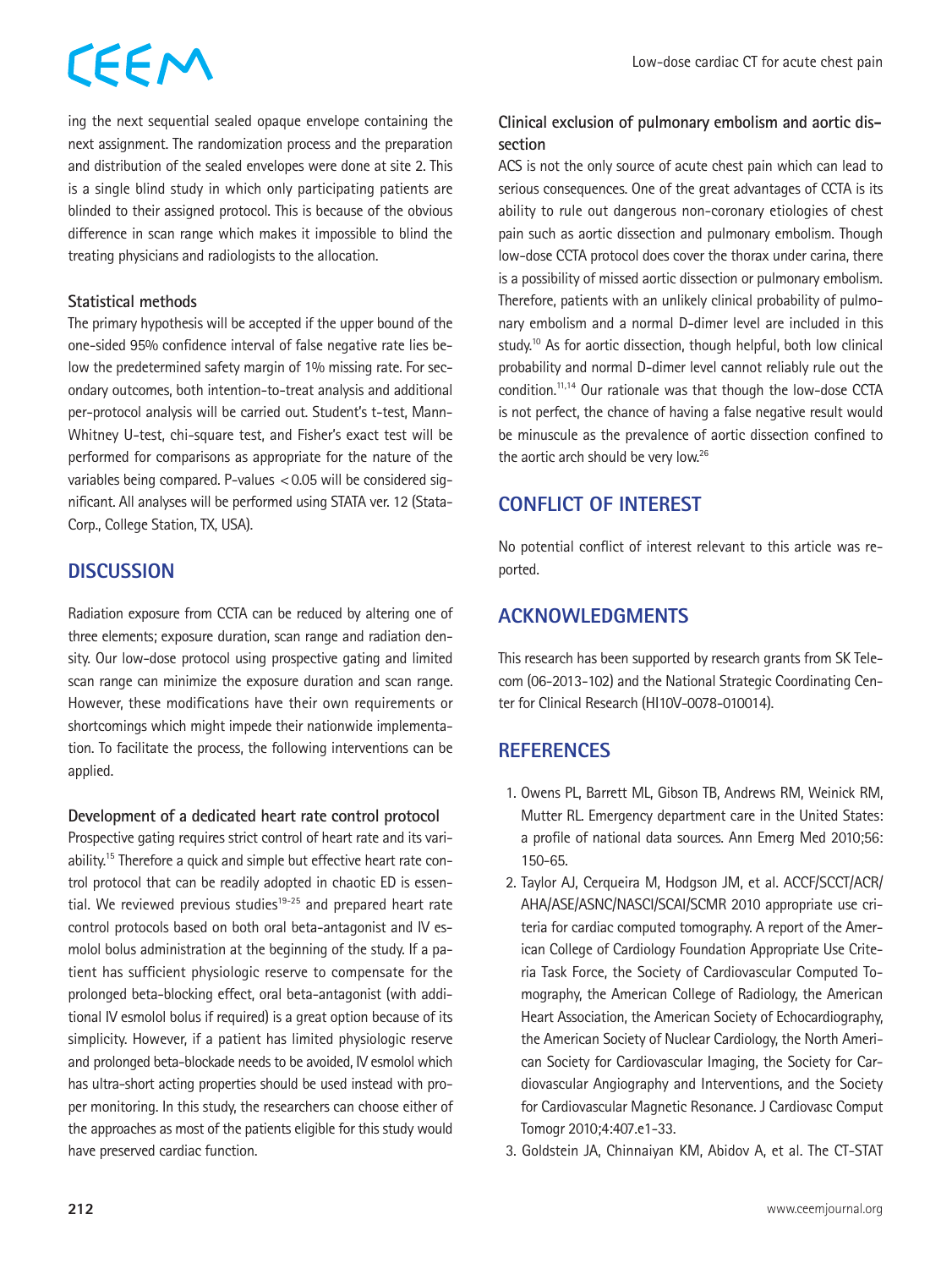ing the next sequential sealed opaque envelope containing the next assignment. The randomization process and the preparation and distribution of the sealed envelopes were done at site 2. This is a single blind study in which only participating patients are blinded to their assigned protocol. This is because of the obvious difference in scan range which makes it impossible to blind the treating physicians and radiologists to the allocation.

### Statistical methods

The primary hypothesis will be accepted if the upper bound of the one-sided 95% confidence interval of false negative rate lies below the predetermined safety margin of 1% missing rate. For secondary outcomes, both intention-to-treat analysis and additional per-protocol analysis will be carried out. Student's t-test, Mann-Whitney U-test, chi-square test, and Fisher's exact test will be performed for comparisons as appropriate for the nature of the variables being compared. P-values $<0.05$ will be considered significant. All analyses will be performed using STATA ver. 12 (StataCorp., College Station, TX, USA).

## DISCUSSION

Radiation exposure from CCTA can be reduced by altering one of three elements; exposure duration, scan range and radiation density. Our low-dose protocol using prospective gating and limited scan range can minimize the exposure duration and scan range. However, these modifications have their own requirements or shortcomings which might impede their nationwide implementation. To facilitate the process, the following interventions can be applied.

### Development of a dedicated heart rate control protocol

Prospective gating requires strict control of heart rate and its variability.[15] Therefore a quick and simple but effective heart rate control protocol that can be readily adopted in chaotic ED is essential. We reviewed previous studies[19-25] and prepared heart rate control protocols based on both oral beta-antagonist and IV esmolol bolus administration at the beginning of the study. If a patient has sufficient physiologic reserve to compensate for the prolonged beta-blocking effect, oral beta-antagonist (with additional IV esmolol bolus if required) is a great option because of its simplicity. However, if a patient has limited physiologic reserve and prolonged beta-blockade needs to be avoided, IV esmolol which has ultra-short acting properties should be used instead with proper monitoring. In this study, the researchers can choose either of the approaches as most of the patients eligible for this study would have preserved cardiac function.

### Clinical exclusion of pulmonary embolism and aortic dissection

ACS is not the only source of acute chest pain which can lead to serious consequences. One of the great advantages of CCTA is its ability to rule out dangerous non-coronary etiologies of chest pain such as aortic dissection and pulmonary embolism. Though low-dose CCTA protocol does cover the thorax under carina, there is a possibility of missed aortic dissection or pulmonary embolism. Therefore, patients with an unlikely clinical probability of pulmonary embolism and a normal D-dimer level are included in this study.[10] As for aortic dissection, though helpful, both low clinical probability and normal D-dimer level cannot reliably rule out the condition.[11,14] Our rationale was that though the low-dose CCTA is not perfect, the chance of having a false negative result would be minuscule as the prevalence of aortic dissection confined to the aortic arch should be very low.[26]

## CONFLICT OF INTEREST

No potential conflict of interest relevant to this article was reported.

## ACKNOWLEDGMENTS

This research has been supported by research grants from SK Telecom (06-2013-102) and the National Strategic Coordinating Center for Clinical Research (HI10V-0078-010014).

## REFERENCES

1. Owens PL, Barrett ML, Gibson TB, Andrews RM, Weinick RM, Mutter RL. Emergency department care in the United States: a profile of national data sources. Ann Emerg Med 2010;56:150-65.
2. Taylor AJ, Cerqueira M, Hodgson JM, et al. ACCF/SCCT/ACR/AHA/ASE/ASNC/NASCI/SCAI/SCMR 2010 appropriate use criteria for cardiac computed tomography. A report of the American College of Cardiology Foundation Appropriate Use Criteria Task Force, the Society of Cardiovascular Computed Tomography, the American College of Radiology, the American Heart Association, the American Society of Echocardiography, the American Society of Nuclear Cardiology, the North American Society for Cardiovascular Imaging, the Society for Cardiovascular Angiography and Interventions, and the Society for Cardiovascular Magnetic Resonance. J Cardiovasc Comput Tomogr 2010;4:407.e1-33.
3. Goldstein JA, Chinnaiyan KM, Abidov A, et al. The CT-STAT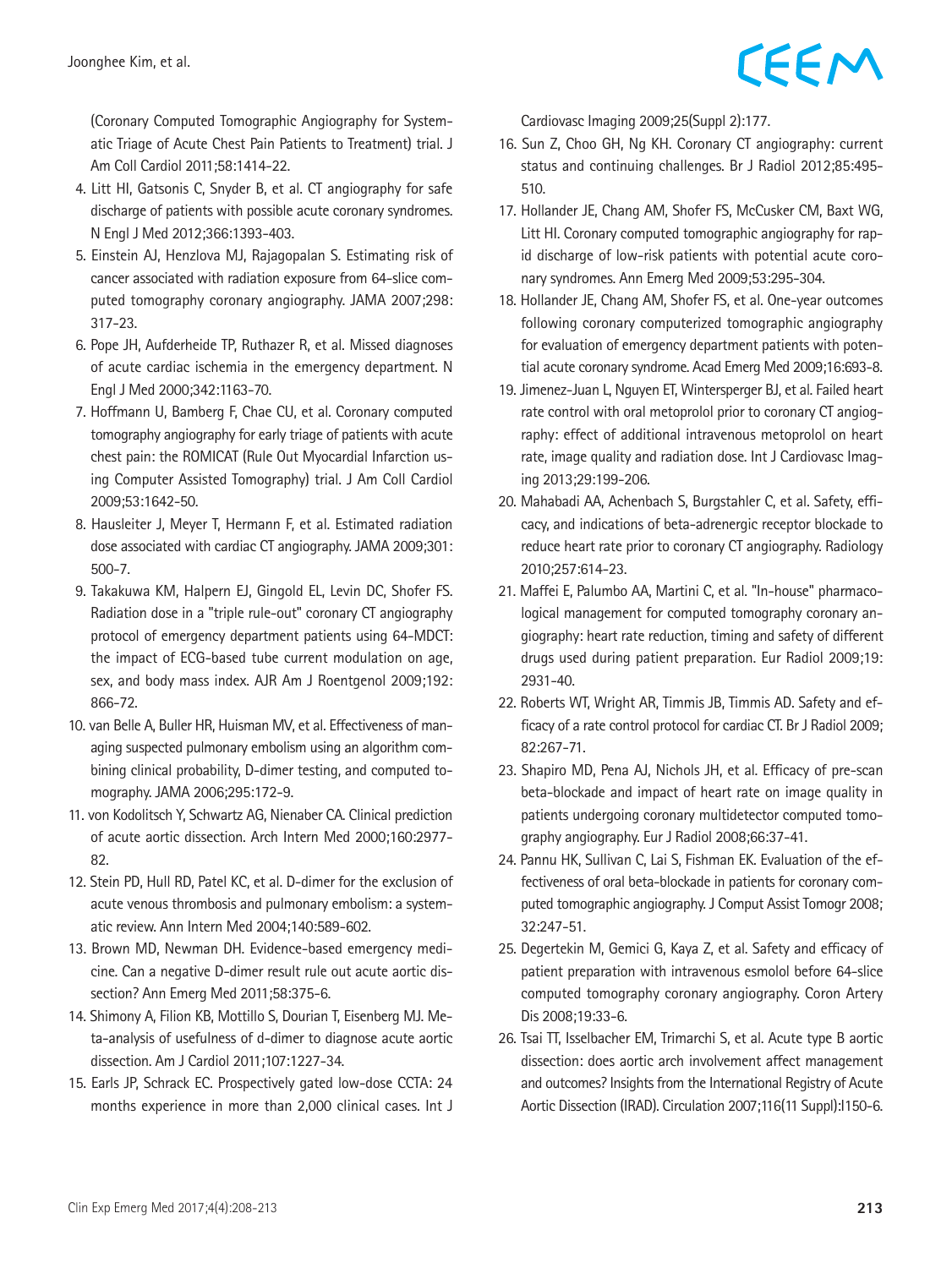(Coronary Computed Tomographic Angiography for Systematic Triage of Acute Chest Pain Patients to Treatment) trial. J Am Coll Cardiol 2011;58:1414-22.

4. Litt HI, Gatsonis C, Snyder B, et al. CT angiography for safe discharge of patients with possible acute coronary syndromes. N Engl J Med 2012;366:1393-403.
5. Einstein AJ, Henzlova MJ, Rajagopalan S. Estimating risk of cancer associated with radiation exposure from 64-slice computed tomography coronary angiography. JAMA 2007;298:317-23.
6. Pope JH, Aufderheide TP, Ruthazer R, et al. Missed diagnoses of acute cardiac ischemia in the emergency department. N Engl J Med 2000;342:1163-70.
7. Hoffmann U, Bamberg F, Chae CU, et al. Coronary computed tomography angiography for early triage of patients with acute chest pain: the ROMICAT (Rule Out Myocardial Infarction using Computer Assisted Tomography) trial. J Am Coll Cardiol 2009;53:1642-50.
8. Hausleiter J, Meyer T, Hermann F, et al. Estimated radiation dose associated with cardiac CT angiography. JAMA 2009;301:500-7.
9. Takakuwa KM, Halpern EJ, Gingold EL, Levin DC, Shofer FS. Radiation dose in a "triple rule-out" coronary CT angiography protocol of emergency department patients using 64-MDCT: the impact of ECG-based tube current modulation on age, sex, and body mass index. AJR Am J Roentgenol 2009;192:866-72.
10. van Belle A, Buller HR, Huisman MV, et al. Effectiveness of managing suspected pulmonary embolism using an algorithm combining clinical probability, D-dimer testing, and computed tomography. JAMA 2006;295:172-9.
11. von Kodolitsch Y, Schwartz AG, Nienaber CA. Clinical prediction of acute aortic dissection. Arch Intern Med 2000;160:2977-82.
12. Stein PD, Hull RD, Patel KC, et al. D-dimer for the exclusion of acute venous thrombosis and pulmonary embolism: a systematic review. Ann Intern Med 2004;140:589-602.
13. Brown MD, Newman DH. Evidence-based emergency medicine. Can a negative D-dimer result rule out acute aortic dissection? Ann Emerg Med 2011;58:375-6.
14. Shimony A, Filion KB, Mottillo S, Dourian T, Eisenberg MJ. Meta-analysis of usefulness of d-dimer to diagnose acute aortic dissection. Am J Cardiol 2011;107:1227-34.
15. Earls JP, Schrack EC. Prospectively gated low-dose CCTA: 24 months experience in more than 2,000 clinical cases. Int J Cardiovasc Imaging 2009;25(Suppl 2):177.
16. Sun Z, Choo GH, Ng KH. Coronary CT angiography: current status and continuing challenges. Br J Radiol 2012;85:495-510.
17. Hollander JE, Chang AM, Shofer FS, McCusker CM, Baxt WG, Litt HI. Coronary computed tomographic angiography for rapid discharge of low-risk patients with potential acute coronary syndromes. Ann Emerg Med 2009;53:295-304.
18. Hollander JE, Chang AM, Shofer FS, et al. One-year outcomes following coronary computerized tomographic angiography for evaluation of emergency department patients with potential acute coronary syndrome. Acad Emerg Med 2009;16:693-8.
19. Jimenez-Juan L, Nguyen ET, Wintersperger BJ, et al. Failed heart rate control with oral metoprolol prior to coronary CT angiography: effect of additional intravenous metoprolol on heart rate, image quality and radiation dose. Int J Cardiovasc Imaging 2013;29:199-206.
20. Mahabadi AA, Achenbach S, Burgstahler C, et al. Safety, efficacy, and indications of beta-adrenergic receptor blockade to reduce heart rate prior to coronary CT angiography. Radiology 2010;257:614-23.
21. Maffei E, Palumbo AA, Martini C, et al. "In-house" pharmacological management for computed tomography coronary angiography: heart rate reduction, timing and safety of different drugs used during patient preparation. Eur Radiol 2009;19:2931-40.
22. Roberts WT, Wright AR, Timmis JB, Timmis AD. Safety and efficacy of a rate control protocol for cardiac CT. Br J Radiol 2009;82:267-71.
23. Shapiro MD, Pena AJ, Nichols JH, et al. Efficacy of pre-scan beta-blockade and impact of heart rate on image quality in patients undergoing coronary multidetector computed tomography angiography. Eur J Radiol 2008;66:37-41.
24. Pannu HK, Sullivan C, Lai S, Fishman EK. Evaluation of the effectiveness of oral beta-blockade in patients for coronary computed tomographic angiography. J Comput Assist Tomogr 2008;32:247-51.
25. Degertekin M, Gemici G, Kaya Z, et al. Safety and efficacy of patient preparation with intravenous esmolol before 64-slice computed tomography coronary angiography. Coron Artery Dis 2008;19:33-6.
26. Tsai TT, Isselbacher EM, Trimarchi S, et al. Acute type B aortic dissection: does aortic arch involvement affect management and outcomes? Insights from the International Registry of Acute Aortic Dissection (IRAD). Circulation 2007;116(11 Suppl):I150-6.